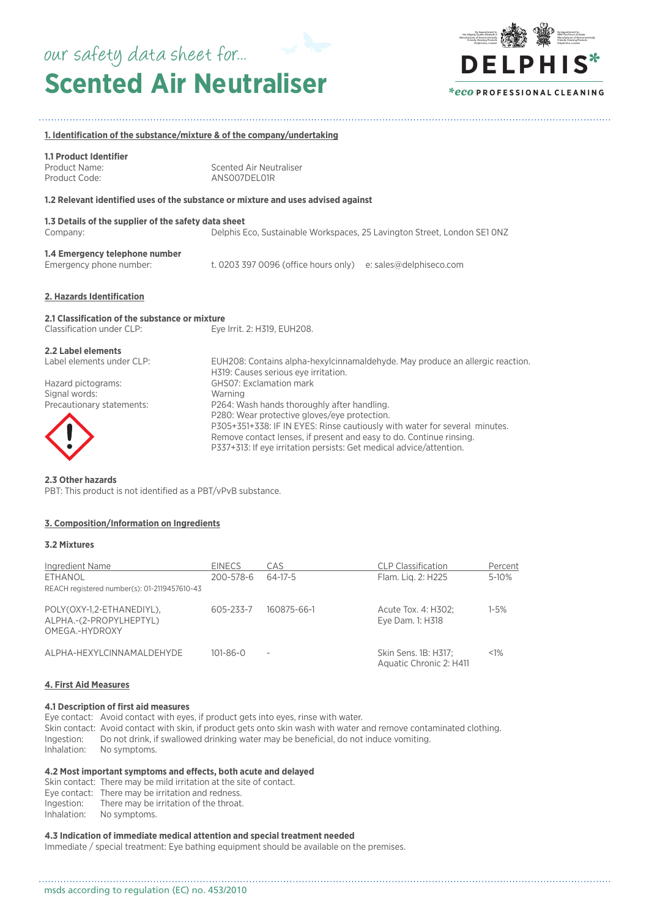our safety data sheet for...

# Scented Air Neutraliser

DELPHIS*

*eco PROFESSIONAL CLEANING

## 1. Identification of the substance/mixture & of the company/undertaking

### 1.1 Product Identifier

Product Name: Scented Air Neutraliser
Product Code: ANS007DEL01R

### 1.2 Relevant identified uses of the substance or mixture and uses advised against

### 1.3 Details of the supplier of the safety data sheet

Company: Delphis Eco, Sustainable Workspaces, 25 Lavington Street, London SE1 0NZ

### 1.4 Emergency telephone number

Emergency phone number: t. 0203 397 0096 (office hours only) e: sales@delphiseco.com

## 2. Hazards Identification

### 2.1 Classification of the substance or mixture

Classification under CLP: Eye Irrit. 2: H319, EUH208.

### 2.2 Label elements

Label elements under CLP: EUH208: Contains alpha-hexylcinnamaldehyde. May produce an allergic reaction.
H319: Causes serious eye irritation.

Hazard pictograms: GHS07: Exclamation mark

Signal words: Warning

Precautionary statements:
P264: Wash hands thoroughly after handling.
P280: Wear protective gloves/eye protection.
P305+351+338: IF IN EYES: Rinse cautiously with water for several minutes. Remove contact lenses, if present and easy to do. Continue rinsing.
P337+313: If eye irritation persists: Get medical advice/attention.

### 2.3 Other hazards

PBT: This product is not identified as a PBT/vPvB substance.

## 3. Composition/Information on Ingredients

### 3.2 Mixtures

| Ingredient Name | EINECS | CAS | CLP Classification | Percent |
|---|---|---|---|---|
| ETHANOL<br>REACH registered number(s): 01-2119457610-43 | 200-578-6 | 64-17-5 | Flam. Liq. 2: H225 | 5-10% |
| POLY(OXY-1,2-ETHANEDIYL), ALPHA.-(2-PROPYLHEPTYL) OMEGA.-HYDROXY | 605-233-7 | 160875-66-1 | Acute Tox. 4: H302; Eye Dam. 1: H318 | 1-5% |
| ALPHA-HEXYLCINNAMALDEHYDE | 101-86-0 | - | Skin Sens. 1B: H317; Aquatic Chronic 2: H411 | <1% |

## 4. First Aid Measures

### 4.1 Description of first aid measures

Eye contact: Avoid contact with eyes, if product gets into eyes, rinse with water.
Skin contact: Avoid contact with skin, if product gets onto skin wash with water and remove contaminated clothing.
Ingestion: Do not drink, if swallowed drinking water may be beneficial, do not induce vomiting.
Inhalation: No symptoms.

### 4.2 Most important symptoms and effects, both acute and delayed

Skin contact: There may be mild irritation at the site of contact.
Eye contact: There may be irritation and redness.
Ingestion: There may be irritation of the throat.
Inhalation: No symptoms.

### 4.3 Indication of immediate medical attention and special treatment needed

Immediate / special treatment: Eye bathing equipment should be available on the premises.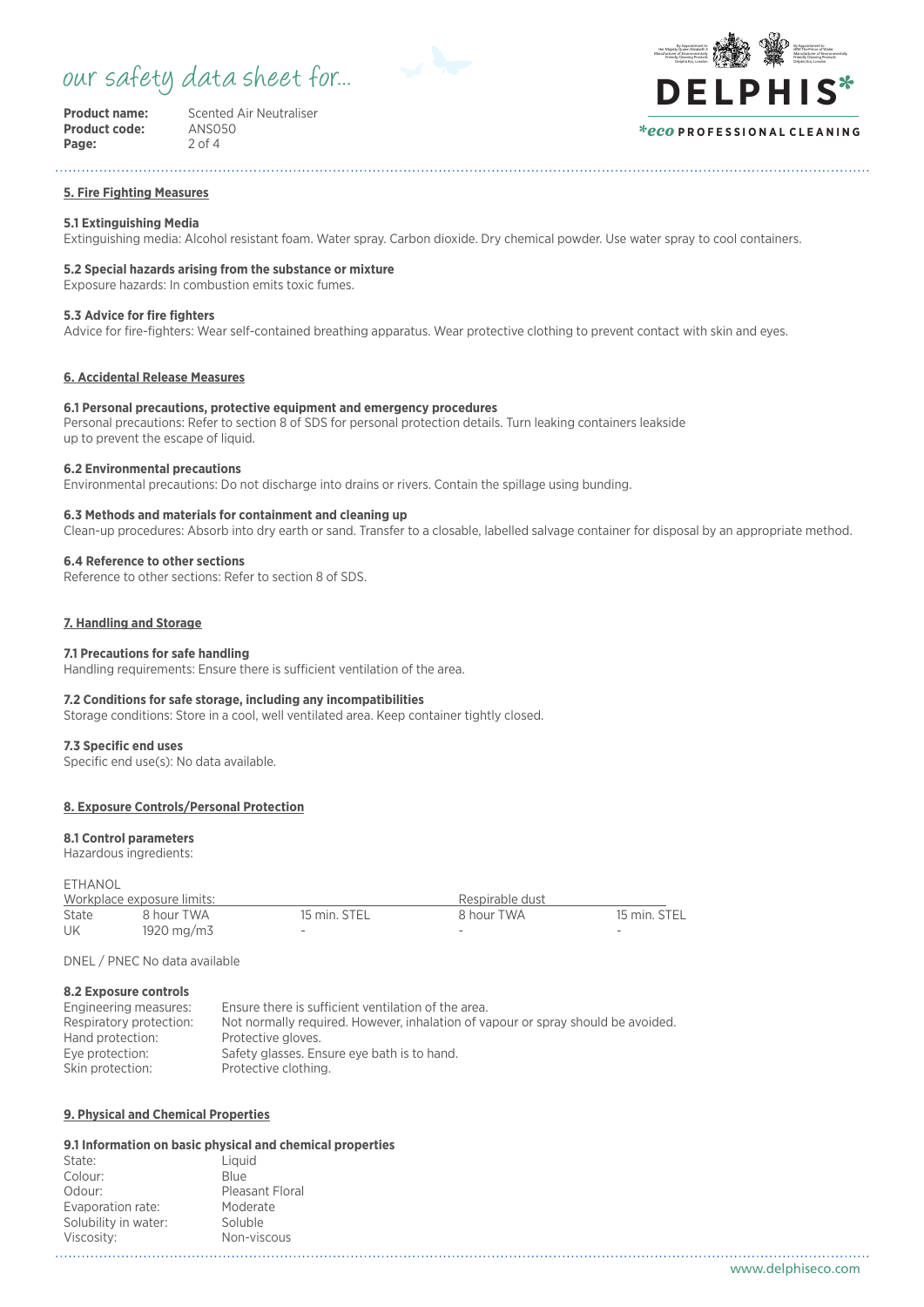## 5. Fire Fighting Measures

**5.1 Extinguishing Media**
Extinguishing media: Alcohol resistant foam. Water spray. Carbon dioxide. Dry chemical powder. Use water spray to cool containers.

**5.2 Special hazards arising from the substance or mixture**
Exposure hazards: In combustion emits toxic fumes.

**5.3 Advice for fire fighters**
Advice for fire-fighters: Wear self-contained breathing apparatus. Wear protective clothing to prevent contact with skin and eyes.

## 6. Accidental Release Measures

**6.1 Personal precautions, protective equipment and emergency procedures**
Personal precautions: Refer to section 8 of SDS for personal protection details. Turn leaking containers leakside up to prevent the escape of liquid.

**6.2 Environmental precautions**
Environmental precautions: Do not discharge into drains or rivers. Contain the spillage using bunding.

**6.3 Methods and materials for containment and cleaning up**
Clean-up procedures: Absorb into dry earth or sand. Transfer to a closable, labelled salvage container for disposal by an appropriate method.

**6.4 Reference to other sections**
Reference to other sections: Refer to section 8 of SDS.

## 7. Handling and Storage

**7.1 Precautions for safe handling**
Handling requirements: Ensure there is sufficient ventilation of the area.

**7.2 Conditions for safe storage, including any incompatibilities**
Storage conditions: Store in a cool, well ventilated area. Keep container tightly closed.

**7.3 Specific end uses**
Specific end use(s): No data available.

## 8. Exposure Controls/Personal Protection

**8.1 Control parameters**
Hazardous ingredients:

ETHANOL

| Workplace exposure limits: | | | Respirable dust | |
|---|---|---|---|---|
| State | 8 hour TWA | 15 min. STEL | 8 hour TWA | 15 min. STEL |
| UK | 1920 mg/m3 | - | - | - |

DNEL / PNEC No data available

**8.2 Exposure controls**

| | |
|---|---|
| Engineering measures: | Ensure there is sufficient ventilation of the area. |
| Respiratory protection: | Not normally required. However, inhalation of vapour or spray should be avoided. |
| Hand protection: | Protective gloves. |
| Eye protection: | Safety glasses. Ensure eye bath is to hand. |
| Skin protection: | Protective clothing. |

## 9. Physical and Chemical Properties

**9.1 Information on basic physical and chemical properties**

| | |
|---|---|
| State: | Liquid |
| Colour: | Blue |
| Odour: | Pleasant Floral |
| Evaporation rate: | Moderate |
| Solubility in water: | Soluble |
| Viscosity: | Non-viscous |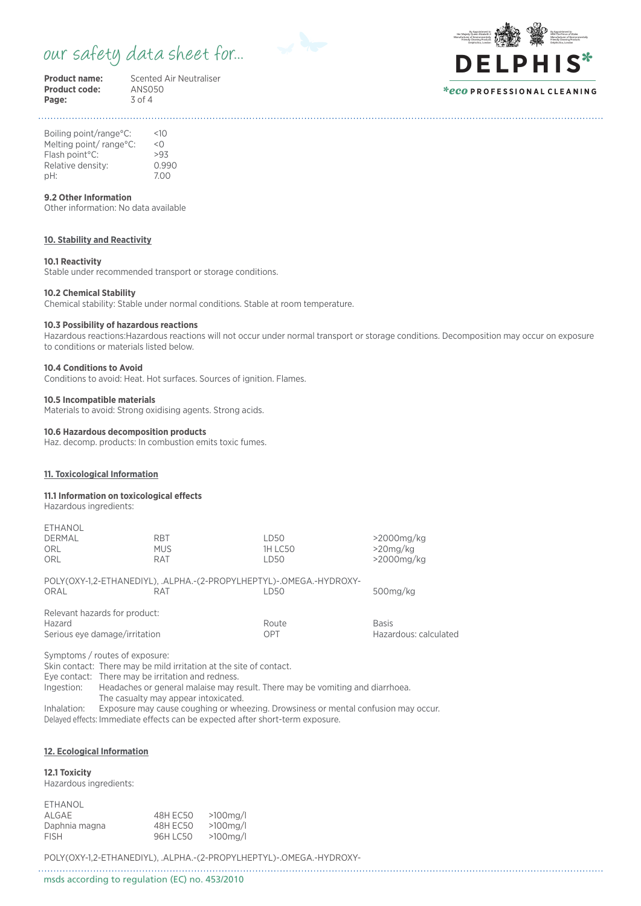| | |
|---|---|
| Boiling point/range°C: | <10 |
| Melting point/ range°C: | <0 |
| Flash point°C: | >93 |
| Relative density: | 0.990 |
| pH: | 7.00 |

### 9.2 Other Information

Other information: No data available

## 10. Stability and Reactivity

### 10.1 Reactivity

Stable under recommended transport or storage conditions.

### 10.2 Chemical Stability

Chemical stability: Stable under normal conditions. Stable at room temperature.

### 10.3 Possibility of hazardous reactions

Hazardous reactions:Hazardous reactions will not occur under normal transport or storage conditions. Decomposition may occur on exposure to conditions or materials listed below.

### 10.4 Conditions to Avoid

Conditions to avoid: Heat. Hot surfaces. Sources of ignition. Flames.

### 10.5 Incompatible materials

Materials to avoid: Strong oxidising agents. Strong acids.

### 10.6 Hazardous decomposition products

Haz. decomp. products: In combustion emits toxic fumes.

## 11. Toxicological Information

### 11.1 Information on toxicological effects

Hazardous ingredients:

ETHANOL

| | | | |
|---|---|---|---|
| DERMAL | RBT | LD50 | >2000mg/kg |
| ORL | MUS | 1H LC50 | >20mg/kg |
| ORL | RAT | LD50 | >2000mg/kg |

POLY(OXY-1,2-ETHANEDIYL), .ALPHA.-(2-PROPYLHEPTYL)-.OMEGA.-HYDROXY-

| | | | |
|---|---|---|---|
| ORAL | RAT | LD50 | 500mg/kg |

Relevant hazards for product:

| Hazard | Route | Basis |
|---|---|---|
| Serious eye damage/irritation | OPT | Hazardous: calculated |

Symptoms / routes of exposure:

Skin contact: There may be mild irritation at the site of contact.

Eye contact: There may be irritation and redness.

Ingestion: Headaches or general malaise may result. There may be vomiting and diarrhoea. The casualty may appear intoxicated.

Inhalation: Exposure may cause coughing or wheezing. Drowsiness or mental confusion may occur.

Delayed effects: Immediate effects can be expected after short-term exposure.

## 12. Ecological Information

### 12.1 Toxicity

Hazardous ingredients:

ETHANOL

| | | |
|---|---|---|
| ALGAE | 48H EC50 | >100mg/l |
| Daphnia magna | 48H EC50 | >100mg/l |
| FISH | 96H LC50 | >100mg/l |

POLY(OXY-1,2-ETHANEDIYL), .ALPHA.-(2-PROPYLHEPTYL)-.OMEGA.-HYDROXY-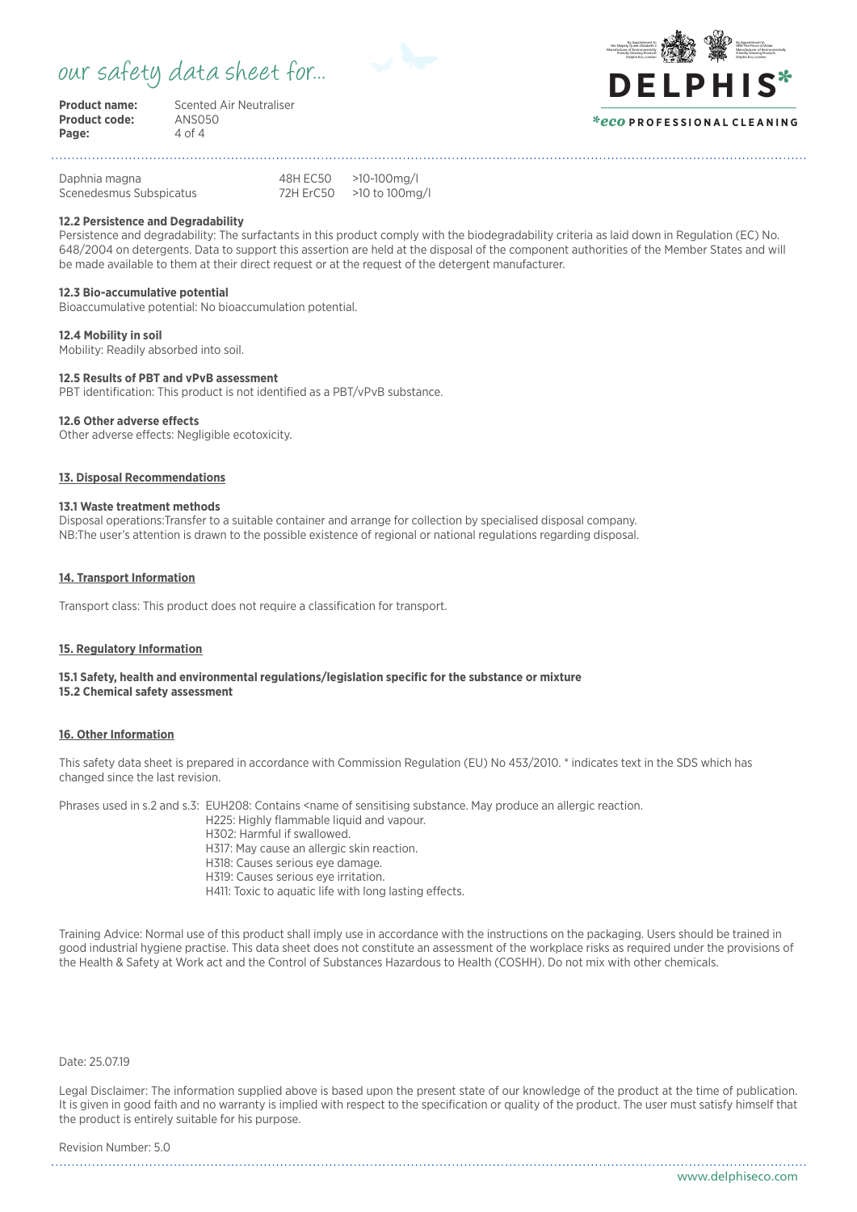| | | |
|---|---|---|
| Daphnia magna | 48H EC50 | >10-100mg/l |
| Scenedesmus Subspicatus | 72H ErC50 | >10 to 100mg/l |

**12.2 Persistence and Degradability**

Persistence and degradability: The surfactants in this product comply with the biodegradability criteria as laid down in Regulation (EC) No. 648/2004 on detergents. Data to support this assertion are held at the disposal of the component authorities of the Member States and will be made available to them at their direct request or at the request of the detergent manufacturer.

**12.3 Bio-accumulative potential**

Bioaccumulative potential: No bioaccumulation potential.

**12.4 Mobility in soil**

Mobility: Readily absorbed into soil.

**12.5 Results of PBT and vPvB assessment**

PBT identification: This product is not identified as a PBT/vPvB substance.

**12.6 Other adverse effects**

Other adverse effects: Negligible ecotoxicity.

## 13. Disposal Recommendations

**13.1 Waste treatment methods**

Disposal operations:Transfer to a suitable container and arrange for collection by specialised disposal company.
NB:The user's attention is drawn to the possible existence of regional or national regulations regarding disposal.

## 14. Transport Information

Transport class: This product does not require a classification for transport.

## 15. Regulatory Information

**15.1 Safety, health and environmental regulations/legislation specific for the substance or mixture**
**15.2 Chemical safety assessment**

## 16. Other Information

This safety data sheet is prepared in accordance with Commission Regulation (EU) No 453/2010. * indicates text in the SDS which has changed since the last revision.

Phrases used in s.2 and s.3: EUH208: Contains <name of sensitising substance. May produce an allergic reaction.
H225: Highly flammable liquid and vapour.
H302: Harmful if swallowed.
H317: May cause an allergic skin reaction.
H318: Causes serious eye damage.
H319: Causes serious eye irritation.
H411: Toxic to aquatic life with long lasting effects.

Training Advice: Normal use of this product shall imply use in accordance with the instructions on the packaging. Users should be trained in good industrial hygiene practise. This data sheet does not constitute an assessment of the workplace risks as required under the provisions of the Health & Safety at Work act and the Control of Substances Hazardous to Health (COSHH). Do not mix with other chemicals.

Date: 25.07.19

Legal Disclaimer: The information supplied above is based upon the present state of our knowledge of the product at the time of publication. It is given in good faith and no warranty is implied with respect to the specification or quality of the product. The user must satisfy himself that the product is entirely suitable for his purpose.

Revision Number: 5.0

www.delphiseco.com